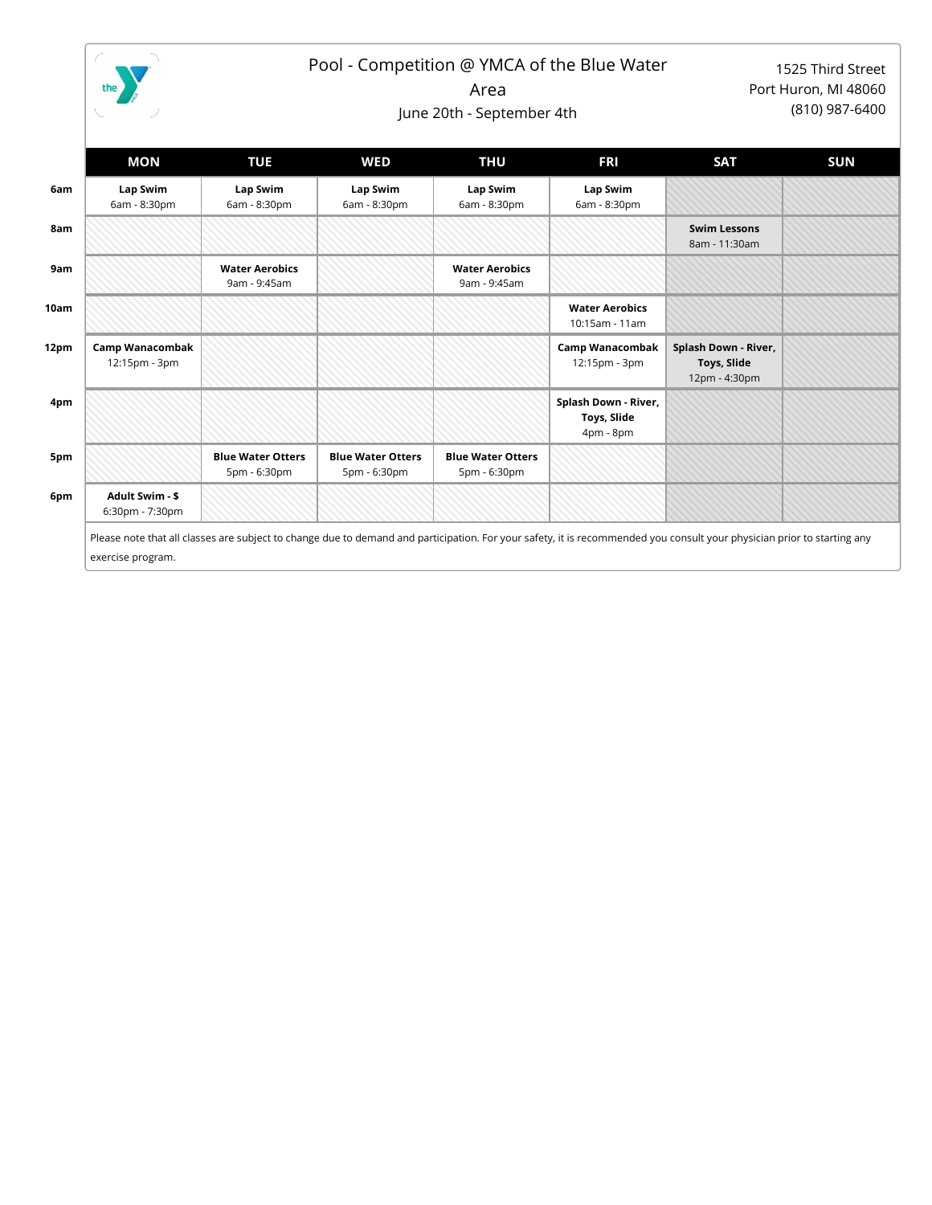# Pool - Competition @ YMCA of the Blue Water Area

June 20th - September 4th

1525 Third Street
Port Huron, MI 48060
(810) 987-6400

| | MON | TUE | WED | THU | FRI | SAT | SUN |
|---|---|---|---|---|---|---|---|
| 6am | **Lap Swim** 6am - 8:30pm | **Lap Swim** 6am - 8:30pm | **Lap Swim** 6am - 8:30pm | **Lap Swim** 6am - 8:30pm | **Lap Swim** 6am - 8:30pm | | |
| 8am | | | | | | **Swim Lessons** 8am - 11:30am | |
| 9am | | **Water Aerobics** 9am - 9:45am | | **Water Aerobics** 9am - 9:45am | | | |
| 10am | | | | | **Water Aerobics** 10:15am - 11am | | |
| 12pm | **Camp Wanacombak** 12:15pm - 3pm | | | | **Camp Wanacombak** 12:15pm - 3pm | **Splash Down - River, Toys, Slide** 12pm - 4:30pm | |
| 4pm | | | | | **Splash Down - River, Toys, Slide** 4pm - 8pm | | |
| 5pm | | **Blue Water Otters** 5pm - 6:30pm | **Blue Water Otters** 5pm - 6:30pm | **Blue Water Otters** 5pm - 6:30pm | | | |
| 6pm | **Adult Swim - $** 6:30pm - 7:30pm | | | | | | |

Please note that all classes are subject to change due to demand and participation. For your safety, it is recommended you consult your physician prior to starting any exercise program.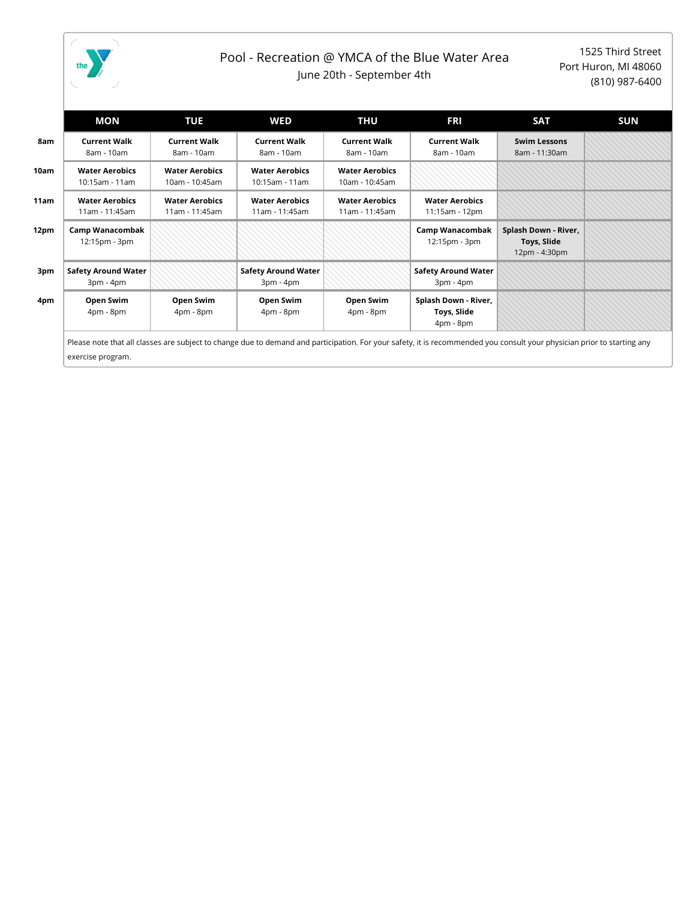# Pool - Recreation @ YMCA of the Blue Water Area

June 20th - September 4th

1525 Third Street
Port Huron, MI 48060
(810) 987-6400

| | MON | TUE | WED | THU | FRI | SAT | SUN |
|---|---|---|---|---|---|---|---|
| 8am | **Current Walk** 8am - 10am | **Current Walk** 8am - 10am | **Current Walk** 8am - 10am | **Current Walk** 8am - 10am | **Current Walk** 8am - 10am | **Swim Lessons** 8am - 11:30am | |
| 10am | **Water Aerobics** 10:15am - 11am | **Water Aerobics** 10am - 10:45am | **Water Aerobics** 10:15am - 11am | **Water Aerobics** 10am - 10:45am | | | |
| 11am | **Water Aerobics** 11am - 11:45am | **Water Aerobics** 11am - 11:45am | **Water Aerobics** 11am - 11:45am | **Water Aerobics** 11am - 11:45am | **Water Aerobics** 11:15am - 12pm | | |
| 12pm | **Camp Wanacombak** 12:15pm - 3pm | | | | **Camp Wanacombak** 12:15pm - 3pm | **Splash Down - River, Toys, Slide** 12pm - 4:30pm | |
| 3pm | **Safety Around Water** 3pm - 4pm | | **Safety Around Water** 3pm - 4pm | | **Safety Around Water** 3pm - 4pm | | |
| 4pm | **Open Swim** 4pm - 8pm | **Open Swim** 4pm - 8pm | **Open Swim** 4pm - 8pm | **Open Swim** 4pm - 8pm | **Splash Down - River, Toys, Slide** 4pm - 8pm | | |

Please note that all classes are subject to change due to demand and participation. For your safety, it is recommended you consult your physician prior to starting any exercise program.